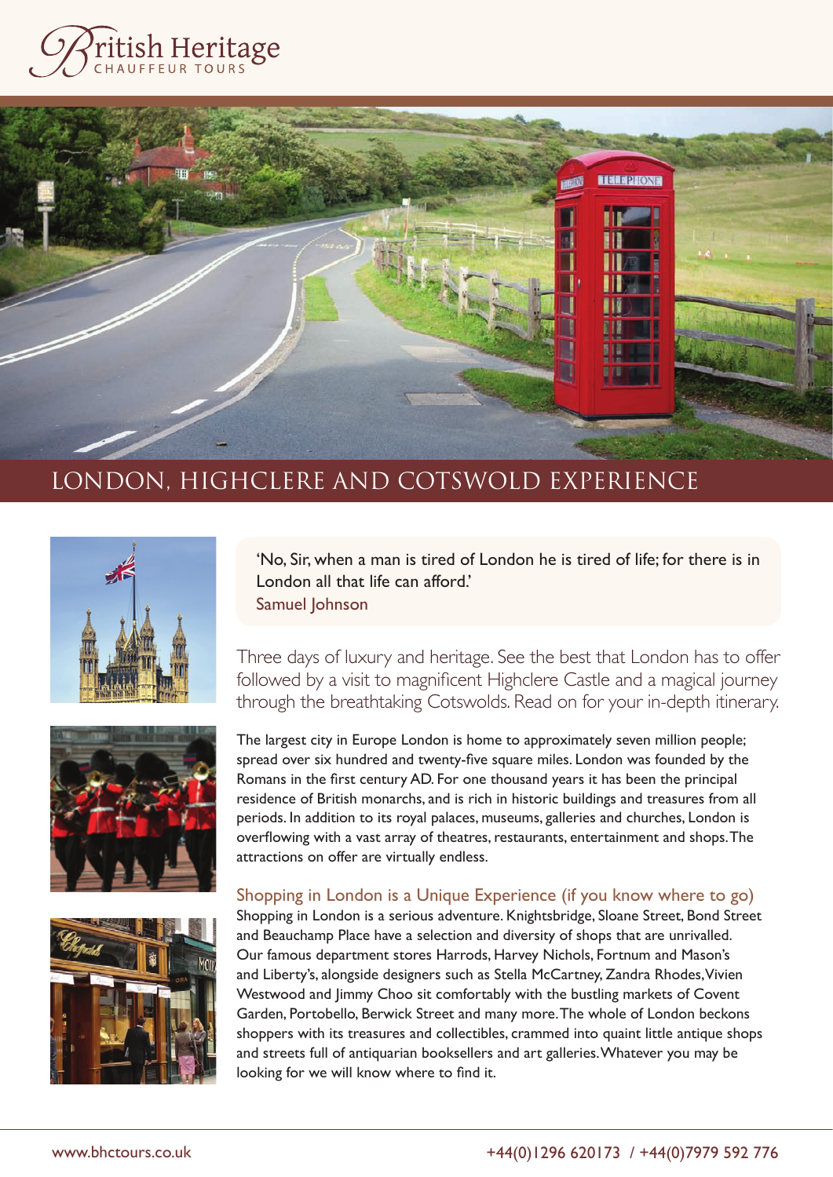# British Heritage

CHAUFFEUR TOURS

## LONDON, HIGHCLERE AND COTSWOLD EXPERIENCE

> 'No, Sir, when a man is tired of London he is tired of life; for there is in London all that life can afford.'
> Samuel Johnson

Three days of luxury and heritage. See the best that London has to offer followed by a visit to magnificent Highclere Castle and a magical journey through the breathtaking Cotswolds. Read on for your in-depth itinerary.

The largest city in Europe London is home to approximately seven million people; spread over six hundred and twenty-five square miles. London was founded by the Romans in the first century AD. For one thousand years it has been the principal residence of British monarchs, and is rich in historic buildings and treasures from all periods. In addition to its royal palaces, museums, galleries and churches, London is overflowing with a vast array of theatres, restaurants, entertainment and shops. The attractions on offer are virtually endless.

### Shopping in London is a Unique Experience (if you know where to go)

Shopping in London is a serious adventure. Knightsbridge, Sloane Street, Bond Street and Beauchamp Place have a selection and diversity of shops that are unrivalled. Our famous department stores Harrods, Harvey Nichols, Fortnum and Mason's and Liberty's, alongside designers such as Stella McCartney, Zandra Rhodes, Vivien Westwood and Jimmy Choo sit comfortably with the bustling markets of Covent Garden, Portobello, Berwick Street and many more. The whole of London beckons shoppers with its treasures and collectibles, crammed into quaint little antique shops and streets full of antiquarian booksellers and art galleries. Whatever you may be looking for we will know where to find it.

www.bhctours.co.uk +44(0)1296 620173 / +44(0)7979 592 776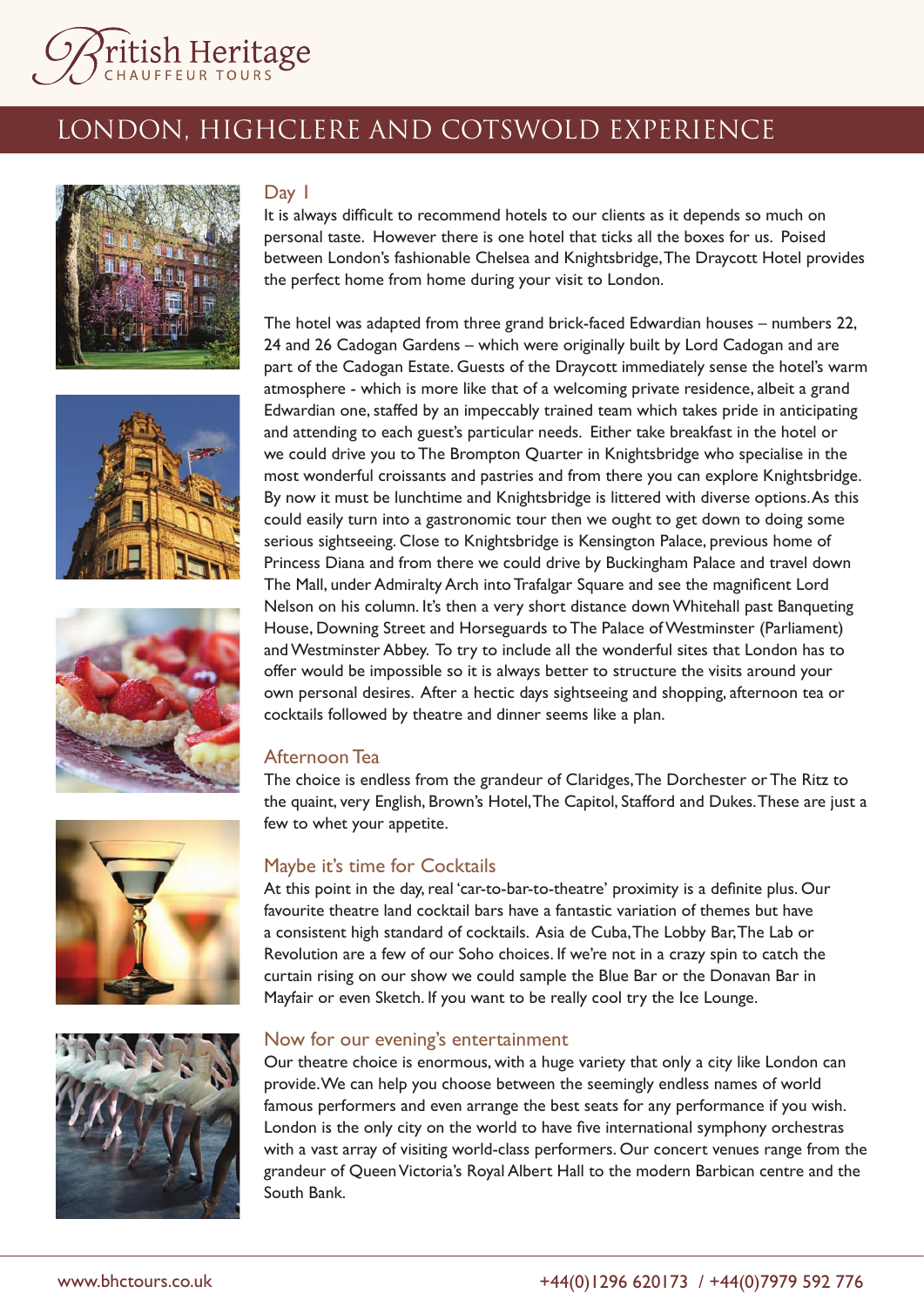# LONDON, HIGHCLERE AND COTSWOLD EXPERIENCE

## Day 1

It is always difficult to recommend hotels to our clients as it depends so much on personal taste. However there is one hotel that ticks all the boxes for us. Poised between London's fashionable Chelsea and Knightsbridge, The Draycott Hotel provides the perfect home from home during your visit to London.

The hotel was adapted from three grand brick-faced Edwardian houses – numbers 22, 24 and 26 Cadogan Gardens – which were originally built by Lord Cadogan and are part of the Cadogan Estate. Guests of the Draycott immediately sense the hotel's warm atmosphere - which is more like that of a welcoming private residence, albeit a grand Edwardian one, staffed by an impeccably trained team which takes pride in anticipating and attending to each guest's particular needs. Either take breakfast in the hotel or we could drive you to The Brompton Quarter in Knightsbridge who specialise in the most wonderful croissants and pastries and from there you can explore Knightsbridge. By now it must be lunchtime and Knightsbridge is littered with diverse options. As this could easily turn into a gastronomic tour then we ought to get down to doing some serious sightseeing. Close to Knightsbridge is Kensington Palace, previous home of Princess Diana and from there we could drive by Buckingham Palace and travel down The Mall, under Admiralty Arch into Trafalgar Square and see the magnificent Lord Nelson on his column. It's then a very short distance down Whitehall past Banqueting House, Downing Street and Horseguards to The Palace of Westminster (Parliament) and Westminster Abbey. To try to include all the wonderful sites that London has to offer would be impossible so it is always better to structure the visits around your own personal desires. After a hectic days sightseeing and shopping, afternoon tea or cocktails followed by theatre and dinner seems like a plan.

## Afternoon Tea

The choice is endless from the grandeur of Claridges, The Dorchester or The Ritz to the quaint, very English, Brown's Hotel, The Capitol, Stafford and Dukes. These are just a few to whet your appetite.

## Maybe it's time for Cocktails

At this point in the day, real 'car-to-bar-to-theatre' proximity is a definite plus. Our favourite theatre land cocktail bars have a fantastic variation of themes but have a consistent high standard of cocktails. Asia de Cuba, The Lobby Bar, The Lab or Revolution are a few of our Soho choices. If we're not in a crazy spin to catch the curtain rising on our show we could sample the Blue Bar or the Donavan Bar in Mayfair or even Sketch. If you want to be really cool try the Ice Lounge.

## Now for our evening's entertainment

Our theatre choice is enormous, with a huge variety that only a city like London can provide. We can help you choose between the seemingly endless names of world famous performers and even arrange the best seats for any performance if you wish. London is the only city on the world to have five international symphony orchestras with a vast array of visiting world-class performers. Our concert venues range from the grandeur of Queen Victoria's Royal Albert Hall to the modern Barbican centre and the South Bank.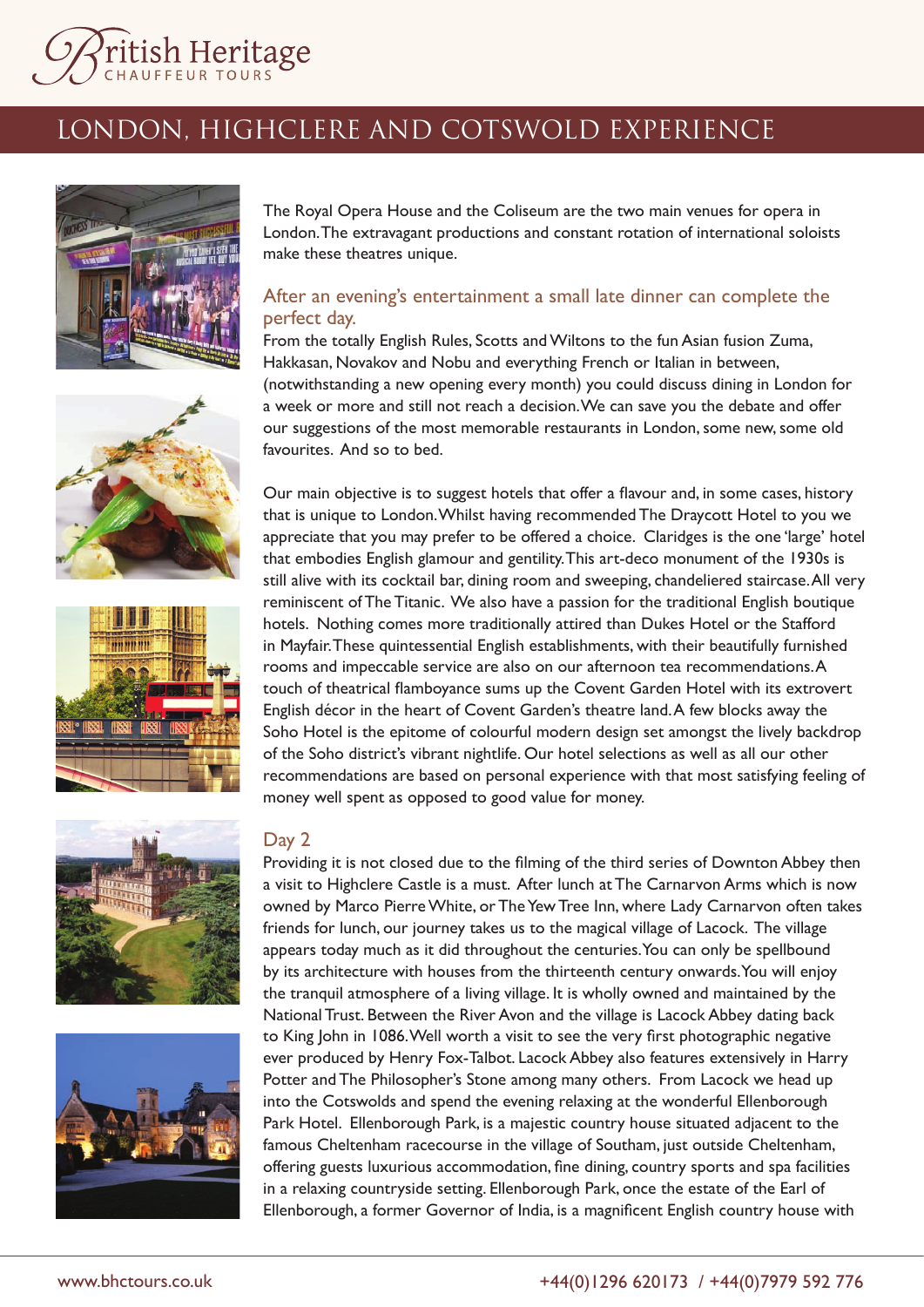# LONDON, HIGHCLERE AND COTSWOLD EXPERIENCE

The Royal Opera House and the Coliseum are the two main venues for opera in London. The extravagant productions and constant rotation of international soloists make these theatres unique.

## After an evening's entertainment a small late dinner can complete the perfect day.

From the totally English Rules, Scotts and Wiltons to the fun Asian fusion Zuma, Hakkasan, Novakov and Nobu and everything French or Italian in between, (notwithstanding a new opening every month) you could discuss dining in London for a week or more and still not reach a decision. We can save you the debate and offer our suggestions of the most memorable restaurants in London, some new, some old favourites. And so to bed.

Our main objective is to suggest hotels that offer a flavour and, in some cases, history that is unique to London. Whilst having recommended The Draycott Hotel to you we appreciate that you may prefer to be offered a choice. Claridges is the one 'large' hotel that embodies English glamour and gentility. This art-deco monument of the 1930s is still alive with its cocktail bar, dining room and sweeping, chandeliered staircase. All very reminiscent of The Titanic. We also have a passion for the traditional English boutique hotels. Nothing comes more traditionally attired than Dukes Hotel or the Stafford in Mayfair. These quintessential English establishments, with their beautifully furnished rooms and impeccable service are also on our afternoon tea recommendations. A touch of theatrical flamboyance sums up the Covent Garden Hotel with its extrovert English décor in the heart of Covent Garden's theatre land. A few blocks away the Soho Hotel is the epitome of colourful modern design set amongst the lively backdrop of the Soho district's vibrant nightlife. Our hotel selections as well as all our other recommendations are based on personal experience with that most satisfying feeling of money well spent as opposed to good value for money.

## Day 2

Providing it is not closed due to the filming of the third series of Downton Abbey then a visit to Highclere Castle is a must. After lunch at The Carnarvon Arms which is now owned by Marco Pierre White, or The Yew Tree Inn, where Lady Carnarvon often takes friends for lunch, our journey takes us to the magical village of Lacock. The village appears today much as it did throughout the centuries. You can only be spellbound by its architecture with houses from the thirteenth century onwards. You will enjoy the tranquil atmosphere of a living village. It is wholly owned and maintained by the National Trust. Between the River Avon and the village is Lacock Abbey dating back to King John in 1086. Well worth a visit to see the very first photographic negative ever produced by Henry Fox-Talbot. Lacock Abbey also features extensively in Harry Potter and The Philosopher's Stone among many others. From Lacock we head up into the Cotswolds and spend the evening relaxing at the wonderful Ellenborough Park Hotel. Ellenborough Park, is a majestic country house situated adjacent to the famous Cheltenham racecourse in the village of Southam, just outside Cheltenham, offering guests luxurious accommodation, fine dining, country sports and spa facilities in a relaxing countryside setting. Ellenborough Park, once the estate of the Earl of Ellenborough, a former Governor of India, is a magnificent English country house with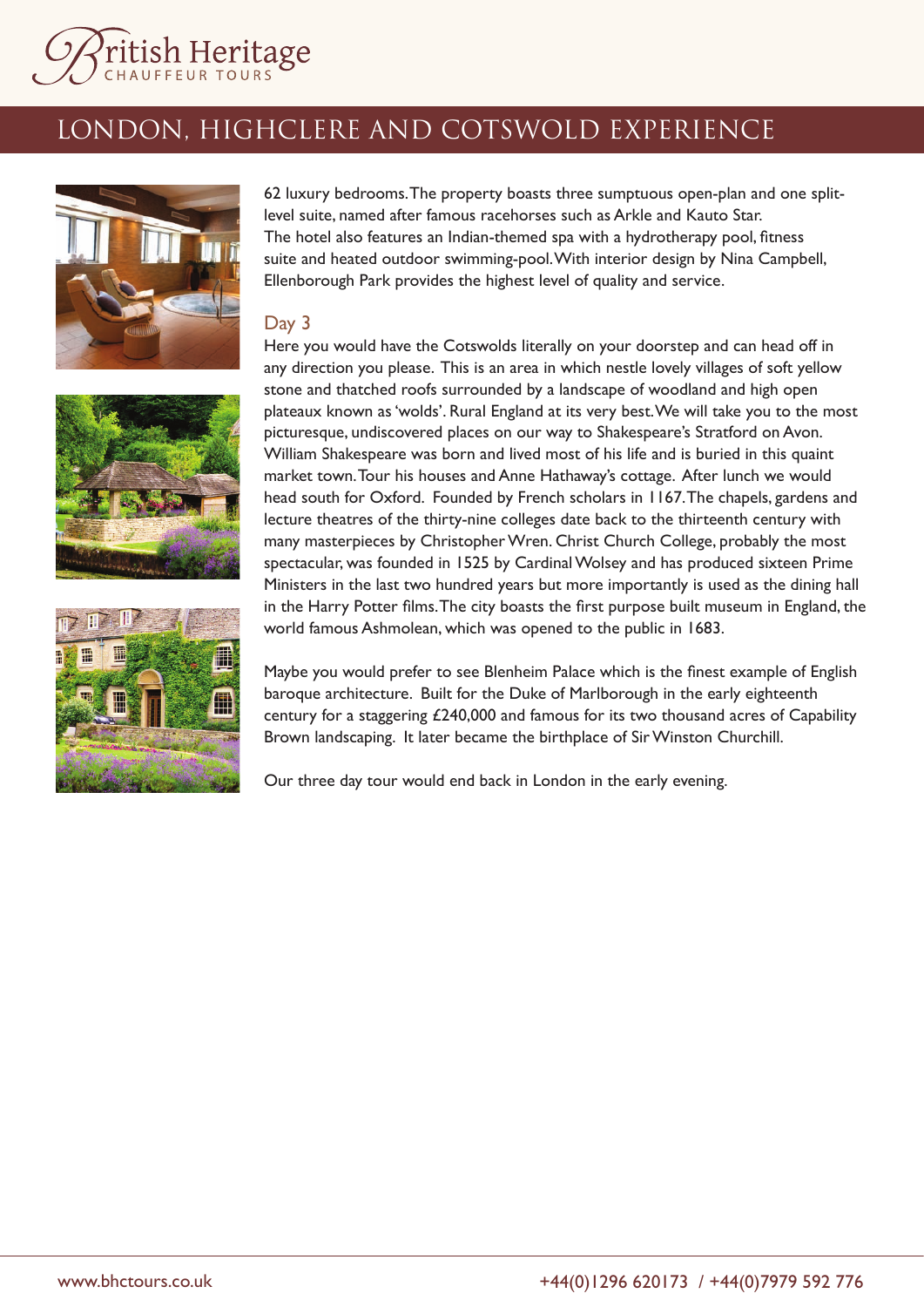# LONDON, HIGHCLERE AND COTSWOLD EXPERIENCE

62 luxury bedrooms. The property boasts three sumptuous open-plan and one split-level suite, named after famous racehorses such as Arkle and Kauto Star. The hotel also features an Indian-themed spa with a hydrotherapy pool, fitness suite and heated outdoor swimming-pool. With interior design by Nina Campbell, Ellenborough Park provides the highest level of quality and service.

## Day 3

Here you would have the Cotswolds literally on your doorstep and can head off in any direction you please. This is an area in which nestle lovely villages of soft yellow stone and thatched roofs surrounded by a landscape of woodland and high open plateaux known as 'wolds'. Rural England at its very best. We will take you to the most picturesque, undiscovered places on our way to Shakespeare's Stratford on Avon. William Shakespeare was born and lived most of his life and is buried in this quaint market town. Tour his houses and Anne Hathaway's cottage. After lunch we would head south for Oxford. Founded by French scholars in 1167. The chapels, gardens and lecture theatres of the thirty-nine colleges date back to the thirteenth century with many masterpieces by Christopher Wren. Christ Church College, probably the most spectacular, was founded in 1525 by Cardinal Wolsey and has produced sixteen Prime Ministers in the last two hundred years but more importantly is used as the dining hall in the Harry Potter films. The city boasts the first purpose built museum in England, the world famous Ashmolean, which was opened to the public in 1683.

Maybe you would prefer to see Blenheim Palace which is the finest example of English baroque architecture. Built for the Duke of Marlborough in the early eighteenth century for a staggering £240,000 and famous for its two thousand acres of Capability Brown landscaping. It later became the birthplace of Sir Winston Churchill.

Our three day tour would end back in London in the early evening.